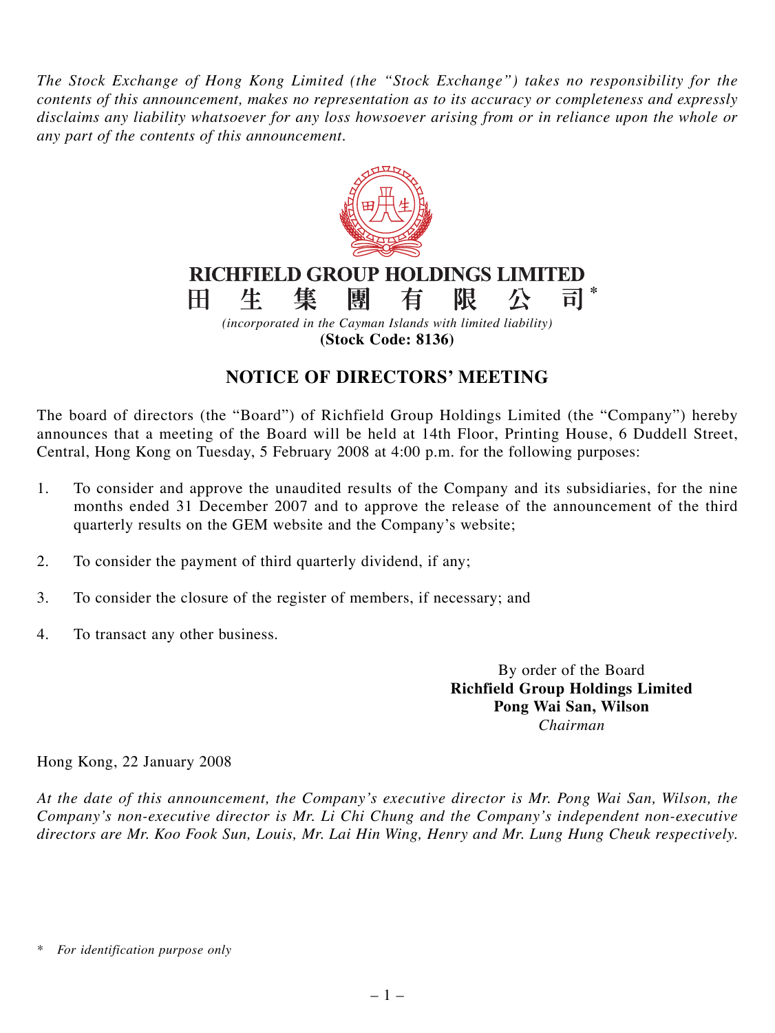*The Stock Exchange of Hong Kong Limited (the "Stock Exchange") takes no responsibility for the contents of this announcement, makes no representation as to its accuracy or completeness and expressly disclaims any liability whatsoever for any loss howsoever arising from or in reliance upon the whole or any part of the contents of this announcement.*

**RICHFIELD GROUP HOLDINGS LIMITED**

**田生集團有限公司***

*(incorporated in the Cayman Islands with limited liability)*

**(Stock Code: 8136)**

# NOTICE OF DIRECTORS' MEETING

The board of directors (the "Board") of Richfield Group Holdings Limited (the "Company") hereby announces that a meeting of the Board will be held at 14th Floor, Printing House, 6 Duddell Street, Central, Hong Kong on Tuesday, 5 February 2008 at 4:00 p.m. for the following purposes:

1. To consider and approve the unaudited results of the Company and its subsidiaries, for the nine months ended 31 December 2007 and to approve the release of the announcement of the third quarterly results on the GEM website and the Company's website;
2. To consider the payment of third quarterly dividend, if any;
3. To consider the closure of the register of members, if necessary; and
4. To transact any other business.

By order of the Board
**Richfield Group Holdings Limited**
**Pong Wai San, Wilson**
*Chairman*

Hong Kong, 22 January 2008

*At the date of this announcement, the Company's executive director is Mr. Pong Wai San, Wilson, the Company's non-executive director is Mr. Li Chi Chung and the Company's independent non-executive directors are Mr. Koo Fook Sun, Louis, Mr. Lai Hin Wing, Henry and Mr. Lung Hung Cheuk respectively.*

\* *For identification purpose only*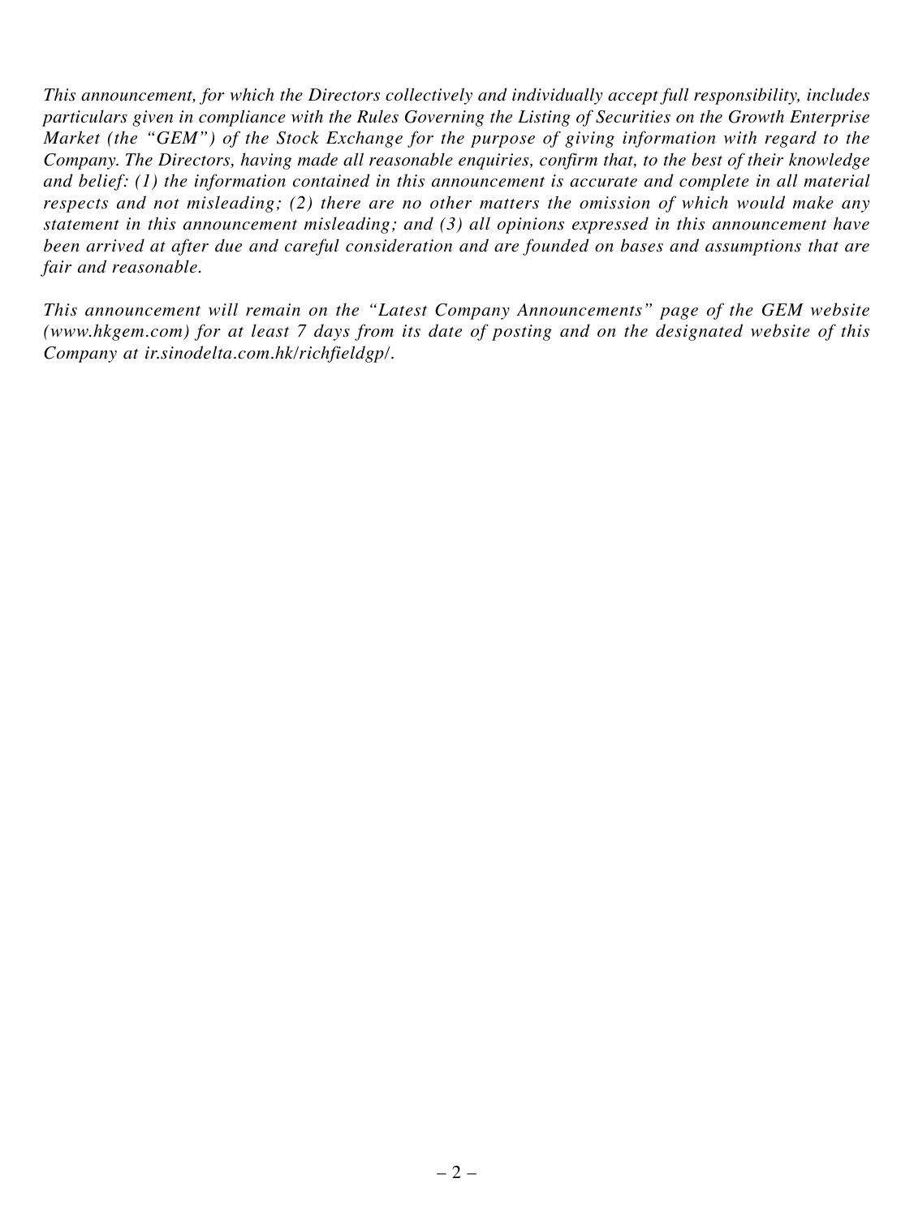*This announcement, for which the Directors collectively and individually accept full responsibility, includes particulars given in compliance with the Rules Governing the Listing of Securities on the Growth Enterprise Market (the "GEM") of the Stock Exchange for the purpose of giving information with regard to the Company. The Directors, having made all reasonable enquiries, confirm that, to the best of their knowledge and belief: (1) the information contained in this announcement is accurate and complete in all material respects and not misleading; (2) there are no other matters the omission of which would make any statement in this announcement misleading; and (3) all opinions expressed in this announcement have been arrived at after due and careful consideration and are founded on bases and assumptions that are fair and reasonable.*

*This announcement will remain on the "Latest Company Announcements" page of the GEM website (www.hkgem.com) for at least 7 days from its date of posting and on the designated website of this Company at ir.sinodelta.com.hk/richfieldgp/.*